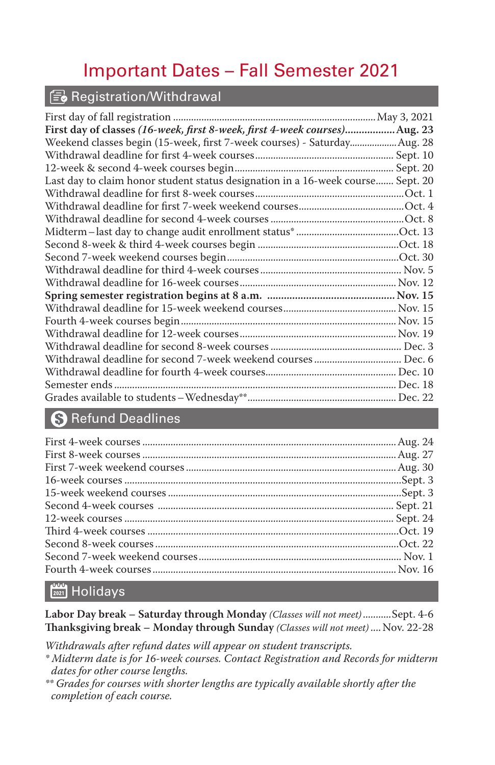# Important Dates – Fall Semester 2021

## Registration/Withdrawal

| | |
|---|---|
| First day of fall registration | May 3, 2021 |
| **First day of classes *(16-week, first 8-week, first 4-week courses)*** | **Aug. 23** |
| Weekend classes begin (15-week, first 7-week courses) - Saturday | Aug. 28 |
| Withdrawal deadline for first 4-week courses | Sept. 10 |
| 12-week & second 4-week courses begin | Sept. 20 |
| Last day to claim honor student status designation in a 16-week course | Sept. 20 |
| Withdrawal deadline for first 8-week courses | Oct. 1 |
| Withdrawal deadline for first 7-week weekend courses | Oct. 4 |
| Withdrawal deadline for second 4-week courses | Oct. 8 |
| Midterm – last day to change audit enrollment status* | Oct. 13 |
| Second 8-week & third 4-week courses begin | Oct. 18 |
| Second 7-week weekend courses begin | Oct. 30 |
| Withdrawal deadline for third 4-week courses | Nov. 5 |
| Withdrawal deadline for 16-week courses | Nov. 12 |
| **Spring semester registration begins at 8 a.m.** | **Nov. 15** |
| Withdrawal deadline for 15-week weekend courses | Nov. 15 |
| Fourth 4-week courses begin | Nov. 15 |
| Withdrawal deadline for 12-week courses | Nov. 19 |
| Withdrawal deadline for second 8-week courses | Dec. 3 |
| Withdrawal deadline for second 7-week weekend courses | Dec. 6 |
| Withdrawal deadline for fourth 4-week courses | Dec. 10 |
| Semester ends | Dec. 18 |
| Grades available to students – Wednesday** | Dec. 22 |

## Refund Deadlines

| | |
|---|---|
| First 4-week courses | Aug. 24 |
| First 8-week courses | Aug. 27 |
| First 7-week weekend courses | Aug. 30 |
| 16-week courses | Sept. 3 |
| 15-week weekend courses | Sept. 3 |
| Second 4-week courses | Sept. 21 |
| 12-week courses | Sept. 24 |
| Third 4-week courses | Oct. 19 |
| Second 8-week courses | Oct. 22 |
| Second 7-week weekend courses | Nov. 1 |
| Fourth 4-week courses | Nov. 16 |

## Holidays

| | |
|---|---|
| **Labor Day break – Saturday through Monday** *(Classes will not meet)* | Sept. 4-6 |
| **Thanksgiving break – Monday through Sunday** *(Classes will not meet)* | Nov. 22-28 |

*Withdrawals after refund dates will appear on student transcripts.*

*\* Midterm date is for 16-week courses. Contact Registration and Records for midterm dates for other course lengths.*

*\*\* Grades for courses with shorter lengths are typically available shortly after the completion of each course.*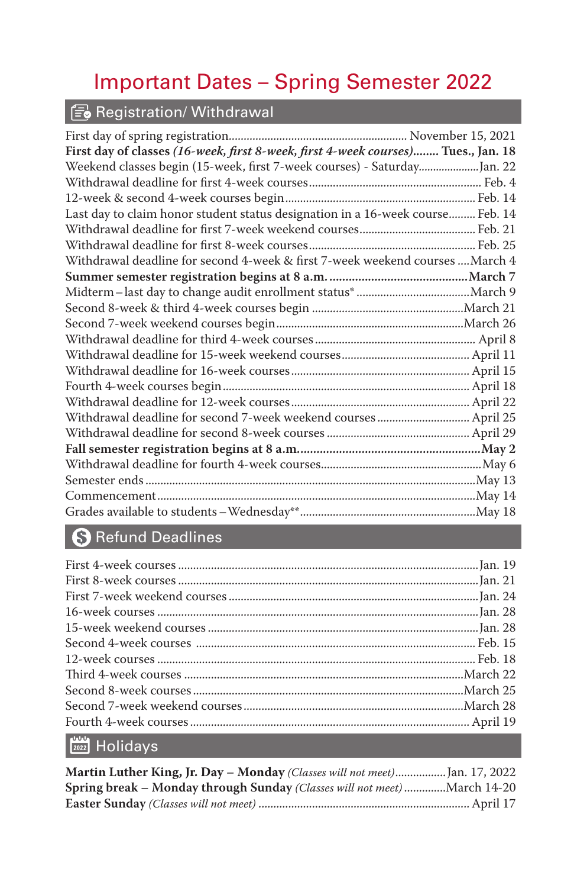# Important Dates – Spring Semester 2022

## Registration/ Withdrawal

| Event | Date |
|---|---|
| First day of spring registration | November 15, 2021 |
| **First day of classes *(16-week, first 8-week, first 4-week courses)*** | **Tues., Jan. 18** |
| Weekend classes begin (15-week, first 7-week courses) - Saturday | Jan. 22 |
| Withdrawal deadline for first 4-week courses | Feb. 4 |
| 12-week & second 4-week courses begin | Feb. 14 |
| Last day to claim honor student status designation in a 16-week course | Feb. 14 |
| Withdrawal deadline for first 7-week weekend courses | Feb. 21 |
| Withdrawal deadline for first 8-week courses | Feb. 25 |
| Withdrawal deadline for second 4-week & first 7-week weekend courses | March 4 |
| **Summer semester registration begins at 8 a.m.** | **March 7** |
| Midterm – last day to change audit enrollment status* | March 9 |
| Second 8-week & third 4-week courses begin | March 21 |
| Second 7-week weekend courses begin | March 26 |
| Withdrawal deadline for third 4-week courses | April 8 |
| Withdrawal deadline for 15-week weekend courses | April 11 |
| Withdrawal deadline for 16-week courses | April 15 |
| Fourth 4-week courses begin | April 18 |
| Withdrawal deadline for 12-week courses | April 22 |
| Withdrawal deadline for second 7-week weekend courses | April 25 |
| Withdrawal deadline for second 8-week courses | April 29 |
| **Fall semester registration begins at 8 a.m.** | **May 2** |
| Withdrawal deadline for fourth 4-week courses | May 6 |
| Semester ends | May 13 |
| Commencement | May 14 |
| Grades available to students – Wednesday** | May 18 |

## Refund Deadlines

| Course | Date |
|---|---|
| First 4-week courses | Jan. 19 |
| First 8-week courses | Jan. 21 |
| First 7-week weekend courses | Jan. 24 |
| 16-week courses | Jan. 28 |
| 15-week weekend courses | Jan. 28 |
| Second 4-week courses | Feb. 15 |
| 12-week courses | Feb. 18 |
| Third 4-week courses | March 22 |
| Second 8-week courses | March 25 |
| Second 7-week weekend courses | March 28 |
| Fourth 4-week courses | April 19 |

## Holidays

| Holiday | Date |
|---|---|
| **Martin Luther King, Jr. Day – Monday** *(Classes will not meet)* | Jan. 17, 2022 |
| **Spring break – Monday through Sunday** *(Classes will not meet)* | March 14-20 |
| **Easter Sunday** *(Classes will not meet)* | April 17 |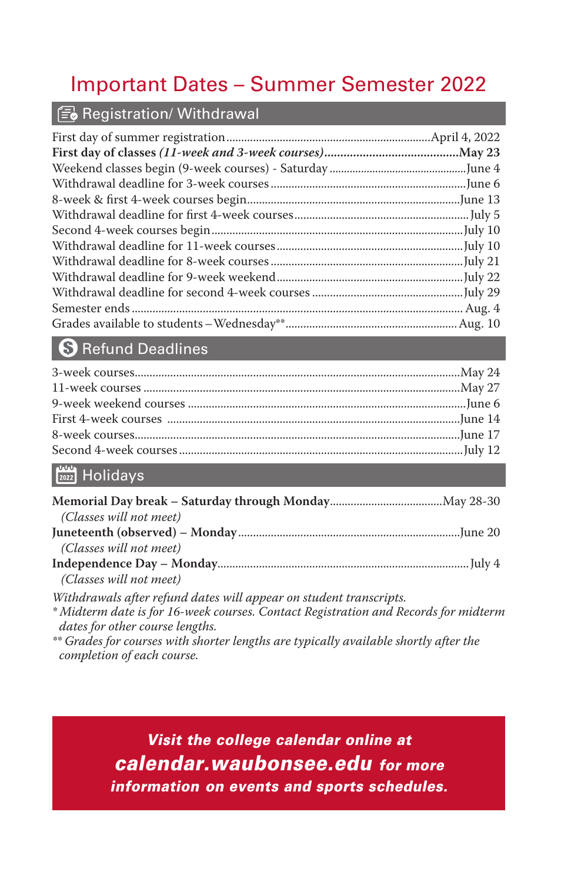# Important Dates – Summer Semester 2022

## Registration/ Withdrawal

| | |
|---|---|
| First day of summer registration | April 4, 2022 |
| **First day of classes *(11-week and 3-week courses)*** | **May 23** |
| Weekend classes begin (9-week courses) - Saturday | June 4 |
| Withdrawal deadline for 3-week courses | June 6 |
| 8-week & first 4-week courses begin | June 13 |
| Withdrawal deadline for first 4-week courses | July 5 |
| Second 4-week courses begin | July 10 |
| Withdrawal deadline for 11-week courses | July 10 |
| Withdrawal deadline for 8-week courses | July 21 |
| Withdrawal deadline for 9-week weekend | July 22 |
| Withdrawal deadline for second 4-week courses | July 29 |
| Semester ends | Aug. 4 |
| Grades available to students – Wednesday** | Aug. 10 |

## Refund Deadlines

| | |
|---|---|
| 3-week courses | May 24 |
| 11-week courses | May 27 |
| 9-week weekend courses | June 6 |
| First 4-week courses | June 14 |
| 8-week courses | June 17 |
| Second 4-week courses | July 12 |

## Holidays

| | |
|---|---|
| **Memorial Day break – Saturday through Monday** *(Classes will not meet)* | May 28-30 |
| **Juneteenth (observed) – Monday** *(Classes will not meet)* | June 20 |
| **Independence Day – Monday** *(Classes will not meet)* | July 4 |

*Withdrawals after refund dates will appear on student transcripts.*

*\* Midterm date is for 16-week courses. Contact Registration and Records for midterm dates for other course lengths.*

*\*\* Grades for courses with shorter lengths are typically available shortly after the completion of each course.*

***Visit the college calendar online at calendar.waubonsee.edu for more information on events and sports schedules.***